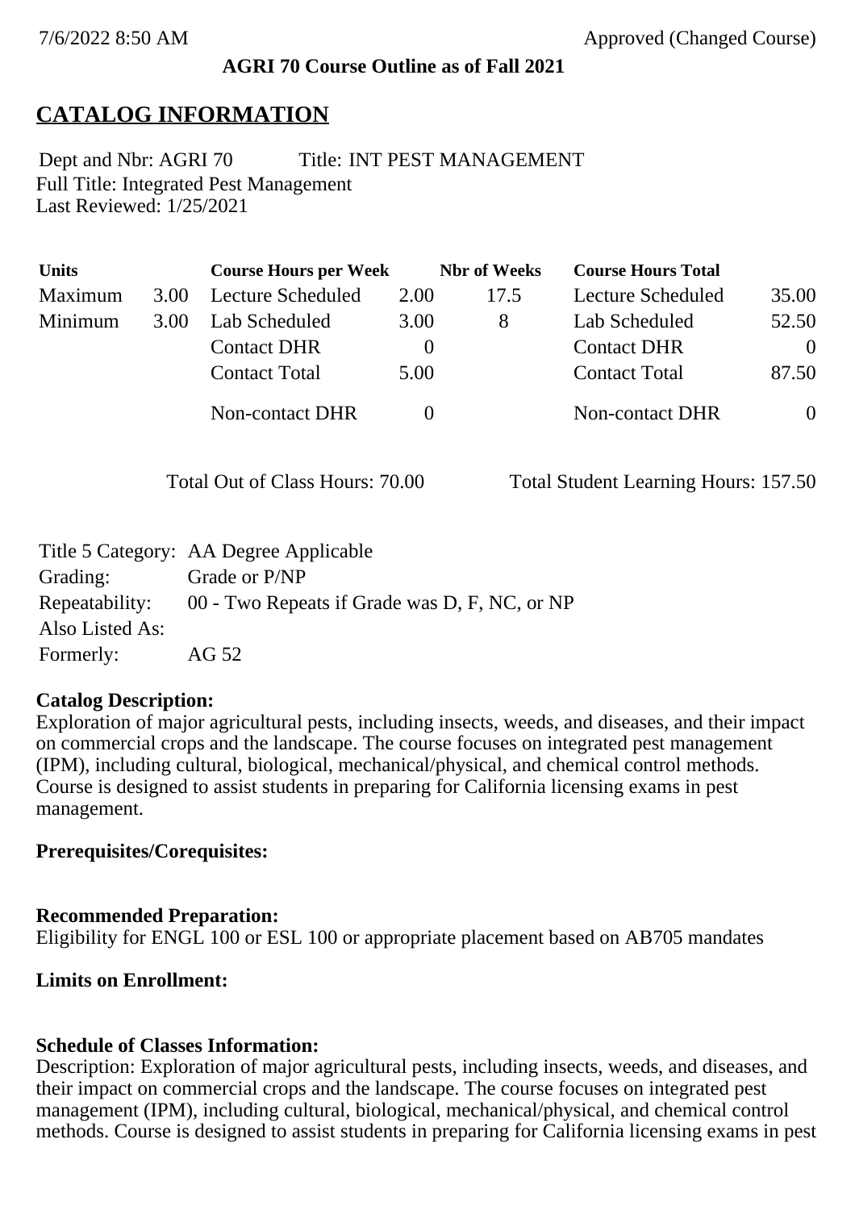7/6/2022 8:50 AM Approved (Changed Course)

**AGRI 70 Course Outline as of Fall 2021**

# CATALOG INFORMATION

Dept and Nbr: AGRI 70 Title: INT PEST MANAGEMENT
Full Title: Integrated Pest Management
Last Reviewed: 1/25/2021

| Units | | Course Hours per Week | | Nbr of Weeks | Course Hours Total | |
|---|---|---|---|---|---|---|
| Maximum | 3.00 | Lecture Scheduled | 2.00 | 17.5 | Lecture Scheduled | 35.00 |
| Minimum | 3.00 | Lab Scheduled | 3.00 | 8 | Lab Scheduled | 52.50 |
| | | Contact DHR | 0 | | Contact DHR | 0 |
| | | Contact Total | 5.00 | | Contact Total | 87.50 |
| | | Non-contact DHR | 0 | | Non-contact DHR | 0 |

Total Out of Class Hours: 70.00 Total Student Learning Hours: 157.50

Title 5 Category: AA Degree Applicable
Grading: Grade or P/NP
Repeatability: 00 - Two Repeats if Grade was D, F, NC, or NP
Also Listed As:
Formerly: AG 52

**Catalog Description:**
Exploration of major agricultural pests, including insects, weeds, and diseases, and their impact on commercial crops and the landscape. The course focuses on integrated pest management (IPM), including cultural, biological, mechanical/physical, and chemical control methods. Course is designed to assist students in preparing for California licensing exams in pest management.

**Prerequisites/Corequisites:**

**Recommended Preparation:**
Eligibility for ENGL 100 or ESL 100 or appropriate placement based on AB705 mandates

**Limits on Enrollment:**

**Schedule of Classes Information:**
Description: Exploration of major agricultural pests, including insects, weeds, and diseases, and their impact on commercial crops and the landscape. The course focuses on integrated pest management (IPM), including cultural, biological, mechanical/physical, and chemical control methods. Course is designed to assist students in preparing for California licensing exams in pest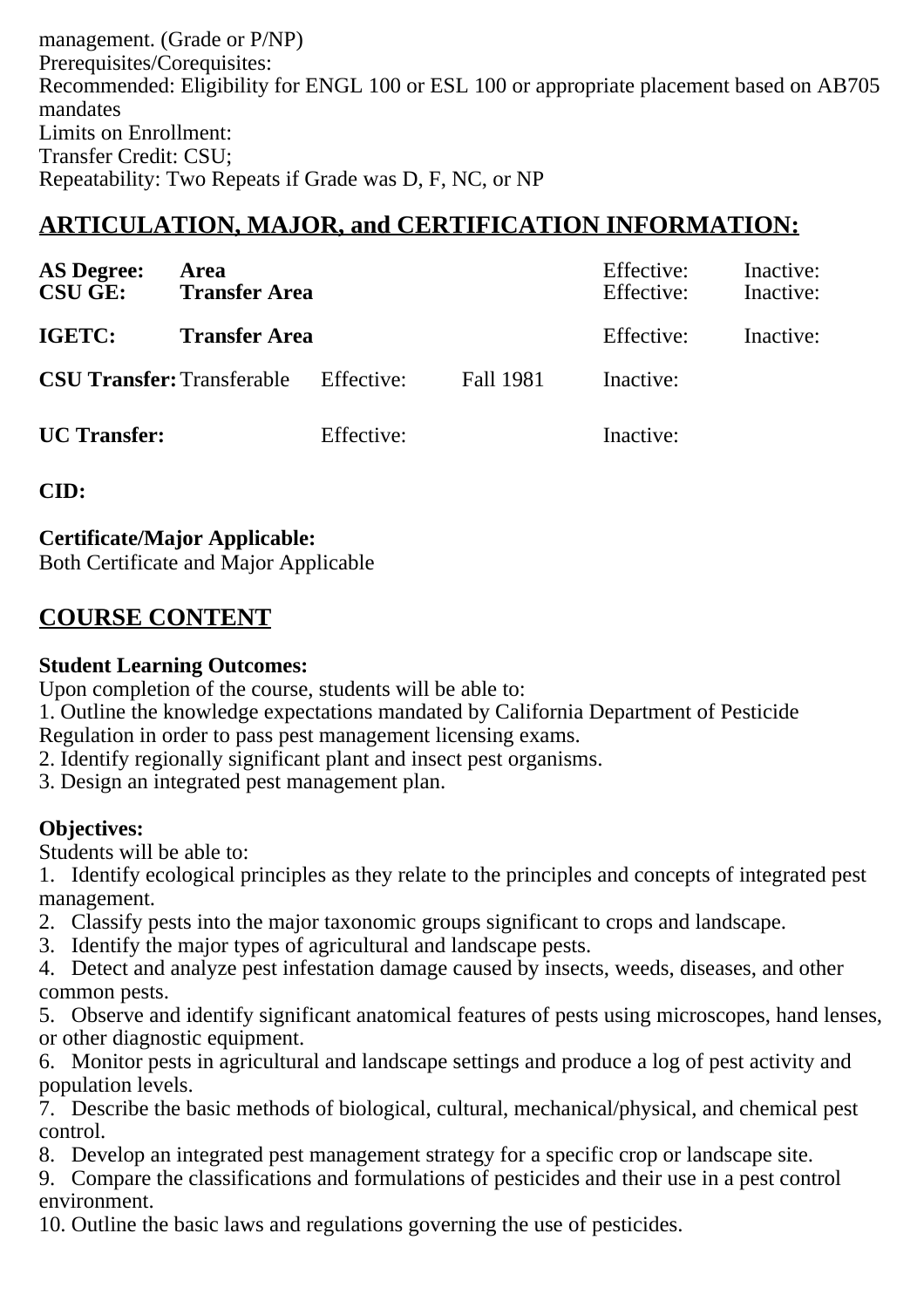management. (Grade or P/NP)
Prerequisites/Corequisites:
Recommended: Eligibility for ENGL 100 or ESL 100 or appropriate placement based on AB705 mandates
Limits on Enrollment:
Transfer Credit: CSU;
Repeatability: Two Repeats if Grade was D, F, NC, or NP

## ARTICULATION, MAJOR, and CERTIFICATION INFORMATION:

| | | | | | |
|---|---|---|---|---|---|
| **AS Degree:** | **Area** | | | Effective: | Inactive: |
| **CSU GE:** | **Transfer Area** | | | Effective: | Inactive: |
| **IGETC:** | **Transfer Area** | | | Effective: | Inactive: |
| **CSU Transfer:** | Transferable | Effective: | Fall 1981 | Inactive: | |
| **UC Transfer:** | | Effective: | | Inactive: | |

**CID:**

**Certificate/Major Applicable:**
Both Certificate and Major Applicable

## COURSE CONTENT

**Student Learning Outcomes:**
Upon completion of the course, students will be able to:
1. Outline the knowledge expectations mandated by California Department of Pesticide Regulation in order to pass pest management licensing exams.
2. Identify regionally significant plant and insect pest organisms.
3. Design an integrated pest management plan.

**Objectives:**
Students will be able to:
1. Identify ecological principles as they relate to the principles and concepts of integrated pest management.
2. Classify pests into the major taxonomic groups significant to crops and landscape.
3. Identify the major types of agricultural and landscape pests.
4. Detect and analyze pest infestation damage caused by insects, weeds, diseases, and other common pests.
5. Observe and identify significant anatomical features of pests using microscopes, hand lenses, or other diagnostic equipment.
6. Monitor pests in agricultural and landscape settings and produce a log of pest activity and population levels.
7. Describe the basic methods of biological, cultural, mechanical/physical, and chemical pest control.
8. Develop an integrated pest management strategy for a specific crop or landscape site.
9. Compare the classifications and formulations of pesticides and their use in a pest control environment.
10. Outline the basic laws and regulations governing the use of pesticides.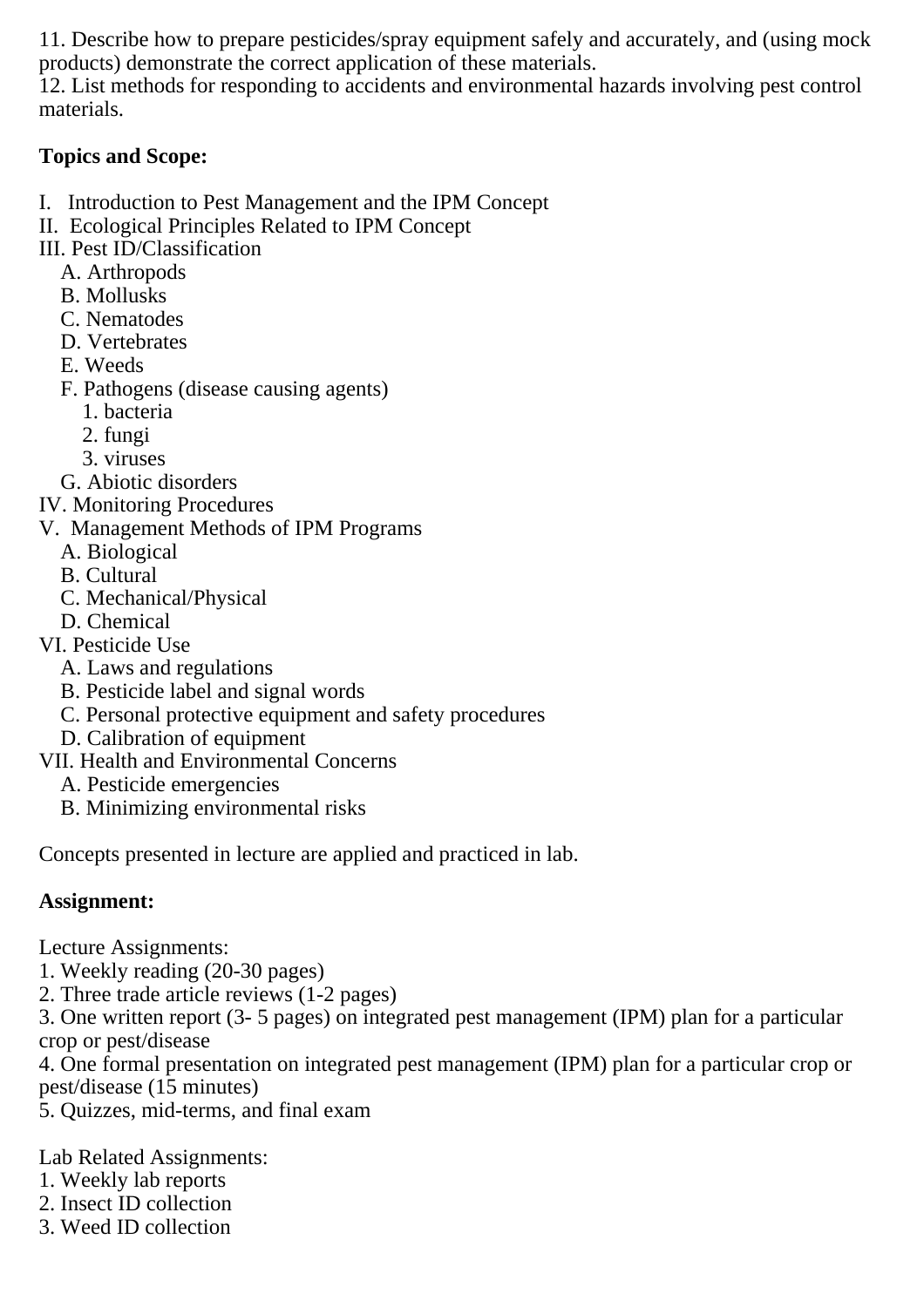11. Describe how to prepare pesticides/spray equipment safely and accurately, and (using mock products) demonstrate the correct application of these materials.
12. List methods for responding to accidents and environmental hazards involving pest control materials.

**Topics and Scope:**

I. Introduction to Pest Management and the IPM Concept
II. Ecological Principles Related to IPM Concept
III. Pest ID/Classification
  A. Arthropods
  B. Mollusks
  C. Nematodes
  D. Vertebrates
  E. Weeds
  F. Pathogens (disease causing agents)
    1. bacteria
    2. fungi
    3. viruses
  G. Abiotic disorders
IV. Monitoring Procedures
V. Management Methods of IPM Programs
  A. Biological
  B. Cultural
  C. Mechanical/Physical
  D. Chemical
VI. Pesticide Use
  A. Laws and regulations
  B. Pesticide label and signal words
  C. Personal protective equipment and safety procedures
  D. Calibration of equipment
VII. Health and Environmental Concerns
  A. Pesticide emergencies
  B. Minimizing environmental risks

Concepts presented in lecture are applied and practiced in lab.

**Assignment:**

Lecture Assignments:
1. Weekly reading (20-30 pages)
2. Three trade article reviews (1-2 pages)
3. One written report (3- 5 pages) on integrated pest management (IPM) plan for a particular crop or pest/disease
4. One formal presentation on integrated pest management (IPM) plan for a particular crop or pest/disease (15 minutes)
5. Quizzes, mid-terms, and final exam

Lab Related Assignments:
1. Weekly lab reports
2. Insect ID collection
3. Weed ID collection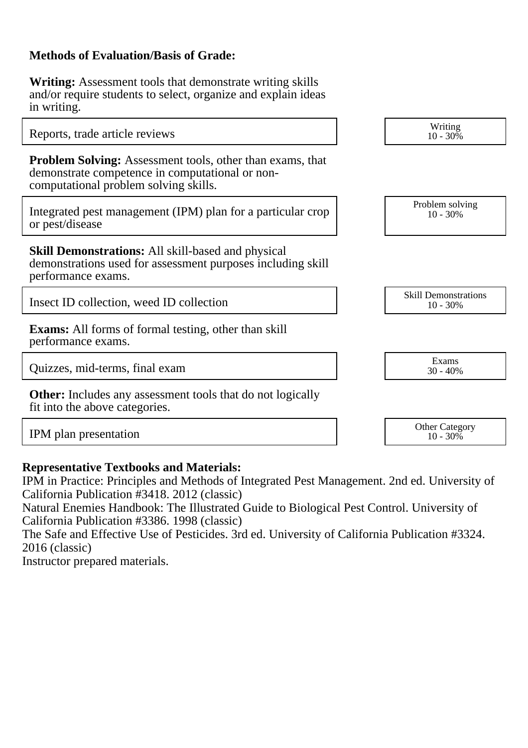**Methods of Evaluation/Basis of Grade:**

**Writing:** Assessment tools that demonstrate writing skills and/or require students to select, organize and explain ideas in writing.

| | |
|---|---|
| Reports, trade article reviews | Writing 10 - 30% |

**Problem Solving:** Assessment tools, other than exams, that demonstrate competence in computational or non-computational problem solving skills.

| | |
|---|---|
| Integrated pest management (IPM) plan for a particular crop or pest/disease | Problem solving 10 - 30% |

**Skill Demonstrations:** All skill-based and physical demonstrations used for assessment purposes including skill performance exams.

| | |
|---|---|
| Insect ID collection, weed ID collection | Skill Demonstrations 10 - 30% |

**Exams:** All forms of formal testing, other than skill performance exams.

| | |
|---|---|
| Quizzes, mid-terms, final exam | Exams 30 - 40% |

**Other:** Includes any assessment tools that do not logically fit into the above categories.

| | |
|---|---|
| IPM plan presentation | Other Category 10 - 30% |

**Representative Textbooks and Materials:**

IPM in Practice: Principles and Methods of Integrated Pest Management. 2nd ed. University of California Publication #3418. 2012 (classic)
Natural Enemies Handbook: The Illustrated Guide to Biological Pest Control. University of California Publication #3386. 1998 (classic)
The Safe and Effective Use of Pesticides. 3rd ed. University of California Publication #3324. 2016 (classic)
Instructor prepared materials.